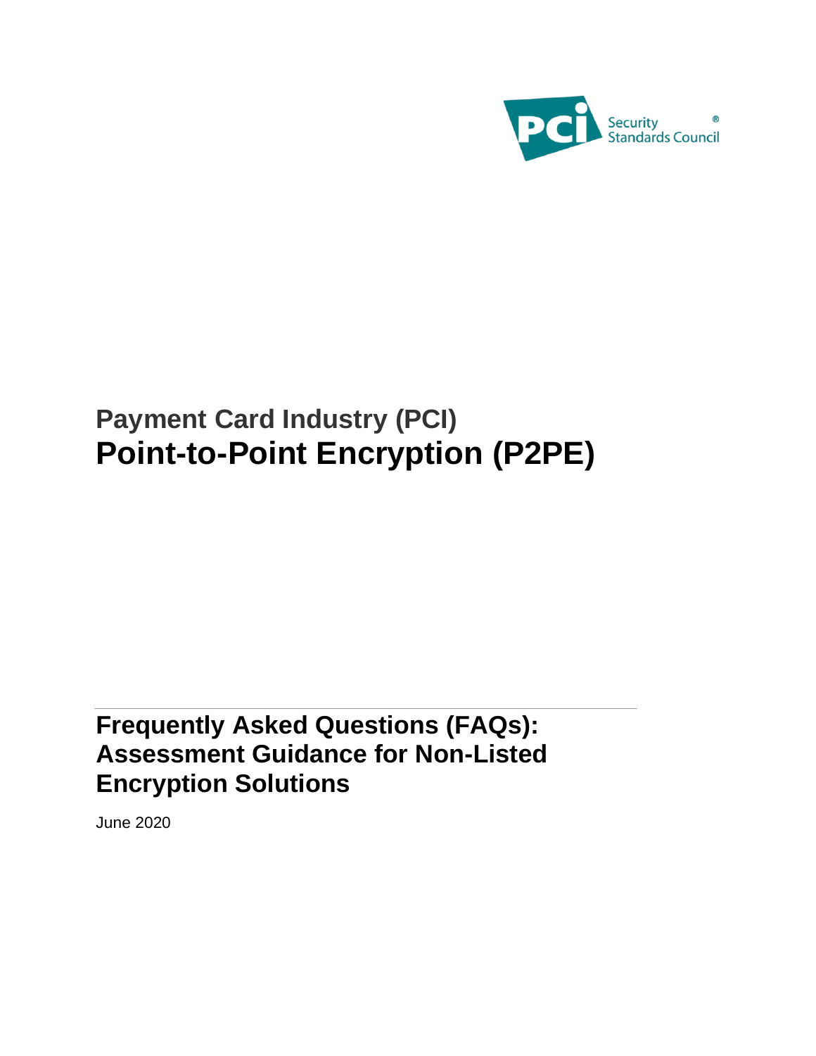PCI Security Standards Council®

# Payment Card Industry (PCI) Point-to-Point Encryption (P2PE)

## Frequently Asked Questions (FAQs): Assessment Guidance for Non-Listed Encryption Solutions

June 2020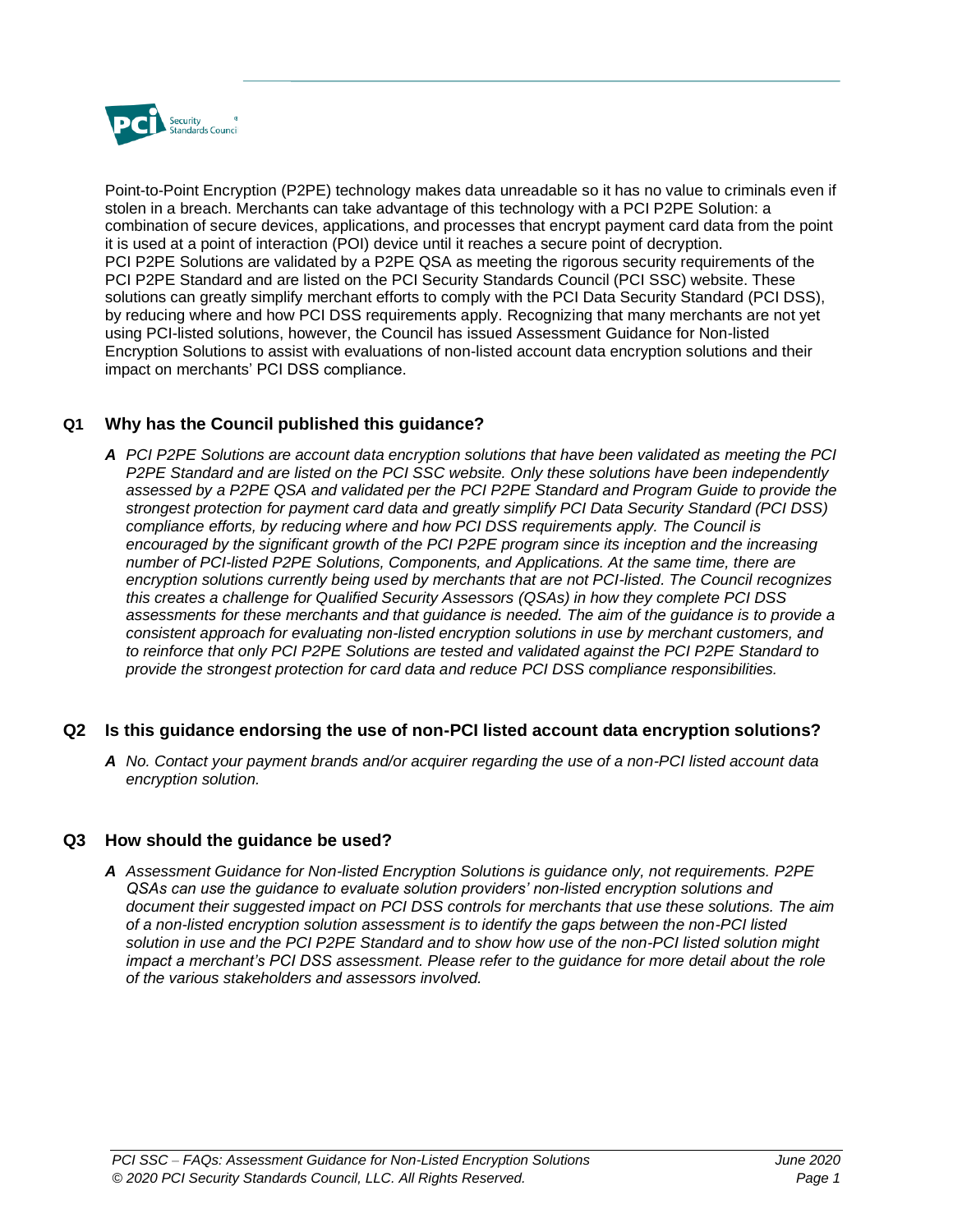Point-to-Point Encryption (P2PE) technology makes data unreadable so it has no value to criminals even if stolen in a breach. Merchants can take advantage of this technology with a PCI P2PE Solution: a combination of secure devices, applications, and processes that encrypt payment card data from the point it is used at a point of interaction (POI) device until it reaches a secure point of decryption. PCI P2PE Solutions are validated by a P2PE QSA as meeting the rigorous security requirements of the PCI P2PE Standard and are listed on the PCI Security Standards Council (PCI SSC) website. These solutions can greatly simplify merchant efforts to comply with the PCI Data Security Standard (PCI DSS), by reducing where and how PCI DSS requirements apply. Recognizing that many merchants are not yet using PCI-listed solutions, however, the Council has issued Assessment Guidance for Non-listed Encryption Solutions to assist with evaluations of non-listed account data encryption solutions and their impact on merchants' PCI DSS compliance.

### Q1 Why has the Council published this guidance?

**A** *PCI P2PE Solutions are account data encryption solutions that have been validated as meeting the PCI P2PE Standard and are listed on the PCI SSC website. Only these solutions have been independently assessed by a P2PE QSA and validated per the PCI P2PE Standard and Program Guide to provide the strongest protection for payment card data and greatly simplify PCI Data Security Standard (PCI DSS) compliance efforts, by reducing where and how PCI DSS requirements apply. The Council is encouraged by the significant growth of the PCI P2PE program since its inception and the increasing number of PCI-listed P2PE Solutions, Components, and Applications. At the same time, there are encryption solutions currently being used by merchants that are not PCI-listed. The Council recognizes this creates a challenge for Qualified Security Assessors (QSAs) in how they complete PCI DSS assessments for these merchants and that guidance is needed. The aim of the guidance is to provide a consistent approach for evaluating non-listed encryption solutions in use by merchant customers, and to reinforce that only PCI P2PE Solutions are tested and validated against the PCI P2PE Standard to provide the strongest protection for card data and reduce PCI DSS compliance responsibilities.*

### Q2 Is this guidance endorsing the use of non-PCI listed account data encryption solutions?

**A** *No. Contact your payment brands and/or acquirer regarding the use of a non-PCI listed account data encryption solution.*

### Q3 How should the guidance be used?

**A** *Assessment Guidance for Non-listed Encryption Solutions is guidance only, not requirements. P2PE QSAs can use the guidance to evaluate solution providers' non-listed encryption solutions and document their suggested impact on PCI DSS controls for merchants that use these solutions. The aim of a non-listed encryption solution assessment is to identify the gaps between the non-PCI listed solution in use and the PCI P2PE Standard and to show how use of the non-PCI listed solution might impact a merchant's PCI DSS assessment. Please refer to the guidance for more detail about the role of the various stakeholders and assessors involved.*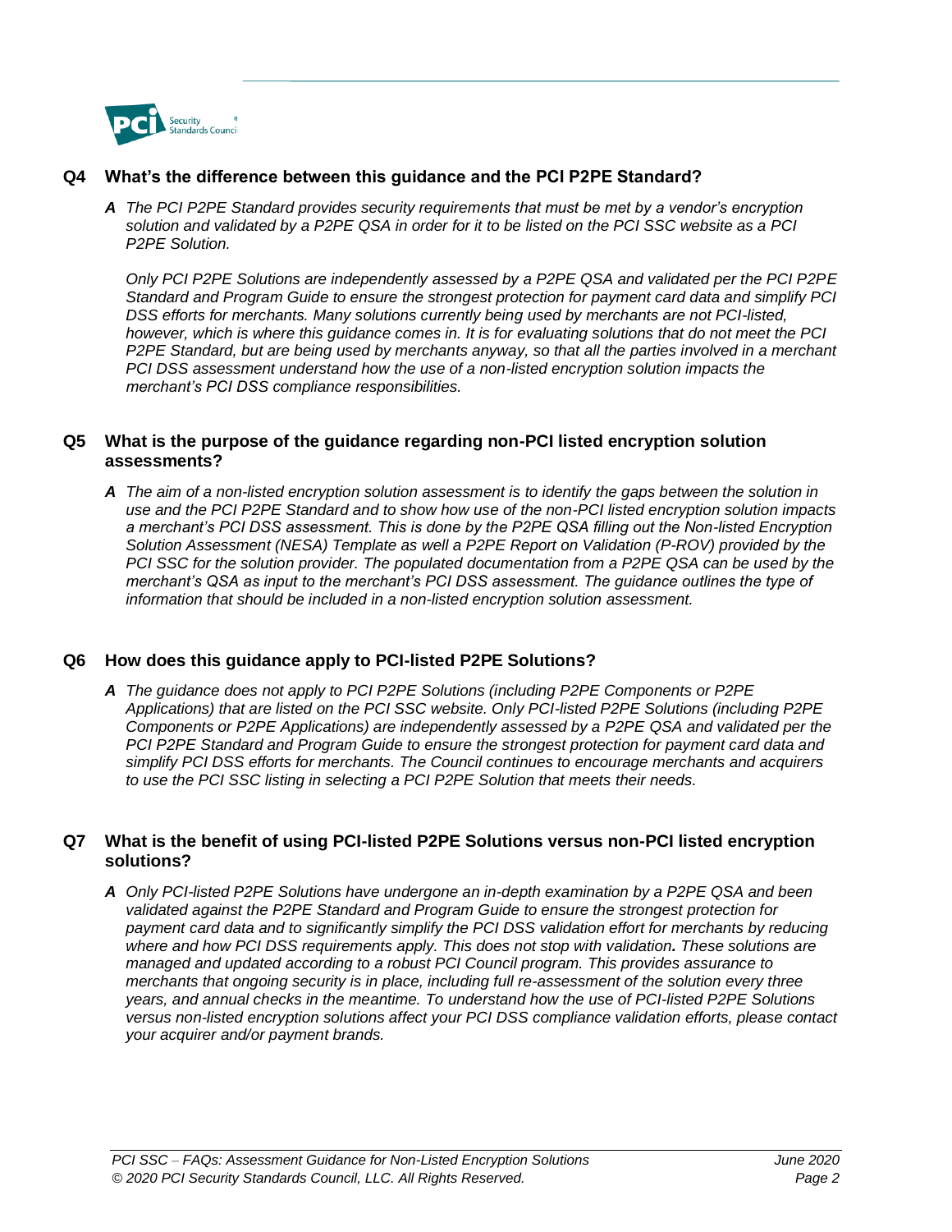### Q4 What's the difference between this guidance and the PCI P2PE Standard?

***A*** *The PCI P2PE Standard provides security requirements that must be met by a vendor's encryption solution and validated by a P2PE QSA in order for it to be listed on the PCI SSC website as a PCI P2PE Solution.*

*Only PCI P2PE Solutions are independently assessed by a P2PE QSA and validated per the PCI P2PE Standard and Program Guide to ensure the strongest protection for payment card data and simplify PCI DSS efforts for merchants. Many solutions currently being used by merchants are not PCI-listed, however, which is where this guidance comes in. It is for evaluating solutions that do not meet the PCI P2PE Standard, but are being used by merchants anyway, so that all the parties involved in a merchant PCI DSS assessment understand how the use of a non-listed encryption solution impacts the merchant's PCI DSS compliance responsibilities.*

### Q5 What is the purpose of the guidance regarding non-PCI listed encryption solution assessments?

***A*** *The aim of a non-listed encryption solution assessment is to identify the gaps between the solution in use and the PCI P2PE Standard and to show how use of the non-PCI listed encryption solution impacts a merchant's PCI DSS assessment. This is done by the P2PE QSA filling out the Non-listed Encryption Solution Assessment (NESA) Template as well a P2PE Report on Validation (P-ROV) provided by the PCI SSC for the solution provider. The populated documentation from a P2PE QSA can be used by the merchant's QSA as input to the merchant's PCI DSS assessment. The guidance outlines the type of information that should be included in a non-listed encryption solution assessment.*

### Q6 How does this guidance apply to PCI-listed P2PE Solutions?

***A*** *The guidance does not apply to PCI P2PE Solutions (including P2PE Components or P2PE Applications) that are listed on the PCI SSC website. Only PCI-listed P2PE Solutions (including P2PE Components or P2PE Applications) are independently assessed by a P2PE QSA and validated per the PCI P2PE Standard and Program Guide to ensure the strongest protection for payment card data and simplify PCI DSS efforts for merchants. The Council continues to encourage merchants and acquirers to use the PCI SSC listing in selecting a PCI P2PE Solution that meets their needs.*

### Q7 What is the benefit of using PCI-listed P2PE Solutions versus non-PCI listed encryption solutions?

***A*** *Only PCI-listed P2PE Solutions have undergone an in-depth examination by a P2PE QSA and been validated against the P2PE Standard and Program Guide to ensure the strongest protection for payment card data and to significantly simplify the PCI DSS validation effort for merchants by reducing where and how PCI DSS requirements apply. This does not stop with validation**.** These solutions are managed and updated according to a robust PCI Council program. This provides assurance to merchants that ongoing security is in place, including full re-assessment of the solution every three years, and annual checks in the meantime. To understand how the use of PCI-listed P2PE Solutions versus non-listed encryption solutions affect your PCI DSS compliance validation efforts, please contact your acquirer and/or payment brands.*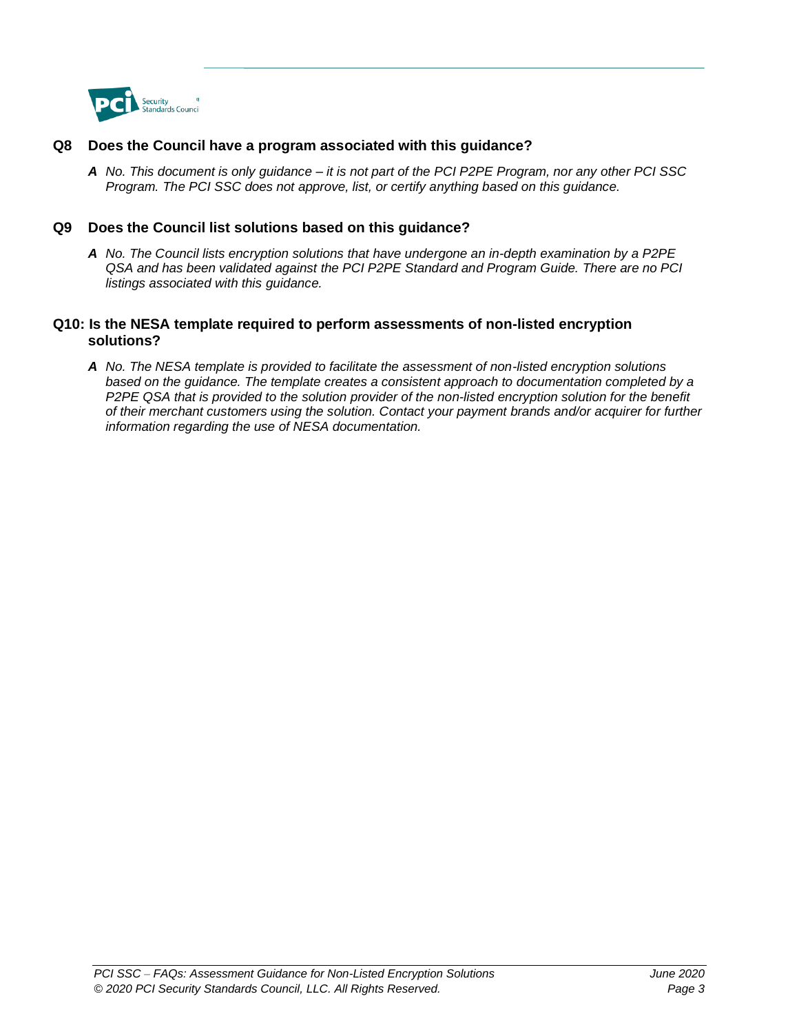**Q8 Does the Council have a program associated with this guidance?**

***A*** *No. This document is only guidance – it is not part of the PCI P2PE Program, nor any other PCI SSC Program. The PCI SSC does not approve, list, or certify anything based on this guidance.*

**Q9 Does the Council list solutions based on this guidance?**

***A*** *No. The Council lists encryption solutions that have undergone an in-depth examination by a P2PE QSA and has been validated against the PCI P2PE Standard and Program Guide. There are no PCI listings associated with this guidance.*

**Q10: Is the NESA template required to perform assessments of non-listed encryption solutions?**

***A*** *No. The NESA template is provided to facilitate the assessment of non-listed encryption solutions based on the guidance. The template creates a consistent approach to documentation completed by a P2PE QSA that is provided to the solution provider of the non-listed encryption solution for the benefit of their merchant customers using the solution. Contact your payment brands and/or acquirer for further information regarding the use of NESA documentation.*